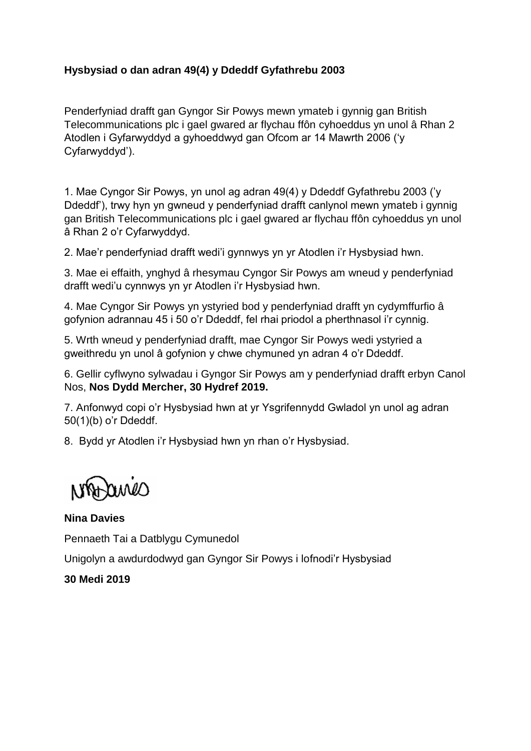**Hysbysiad o dan adran 49(4) y Ddeddf Gyfathrebu 2003**

Penderfyniad drafft gan Gyngor Sir Powys mewn ymateb i gynnig gan British Telecommunications plc i gael gwared ar flychau ffôn cyhoeddus yn unol â Rhan 2 Atodlen i Gyfarwyddyd a gyhoeddwyd gan Ofcom ar 14 Mawrth 2006 ('y Cyfarwyddyd').

1. Mae Cyngor Sir Powys, yn unol ag adran 49(4) y Ddeddf Gyfathrebu 2003 ('y Ddeddf'), trwy hyn yn gwneud y penderfyniad drafft canlynol mewn ymateb i gynnig gan British Telecommunications plc i gael gwared ar flychau ffôn cyhoeddus yn unol â Rhan 2 o'r Cyfarwyddyd.

2. Mae'r penderfyniad drafft wedi'i gynnwys yn yr Atodlen i'r Hysbysiad hwn.

3. Mae ei effaith, ynghyd â rhesymau Cyngor Sir Powys am wneud y penderfyniad drafft wedi'u cynnwys yn yr Atodlen i'r Hysbysiad hwn.

4. Mae Cyngor Sir Powys yn ystyried bod y penderfyniad drafft yn cydymffurfio â gofynion adrannau 45 i 50 o'r Ddeddf, fel rhai priodol a pherthnasol i'r cynnig.

5. Wrth wneud y penderfyniad drafft, mae Cyngor Sir Powys wedi ystyried a gweithredu yn unol â gofynion y chwe chymuned yn adran 4 o'r Ddeddf.

6. Gellir cyflwyno sylwadau i Gyngor Sir Powys am y penderfyniad drafft erbyn Canol Nos, **Nos Dydd Mercher, 30 Hydref 2019.**

7. Anfonwyd copi o'r Hysbysiad hwn at yr Ysgrifennydd Gwladol yn unol ag adran 50(1)(b) o'r Ddeddf.

8. Bydd yr Atodlen i'r Hysbysiad hwn yn rhan o'r Hysbysiad.

**Nina Davies**

Pennaeth Tai a Datblygu Cymunedol

Unigolyn a awdurdodwyd gan Gyngor Sir Powys i lofnodi'r Hysbysiad

**30 Medi 2019**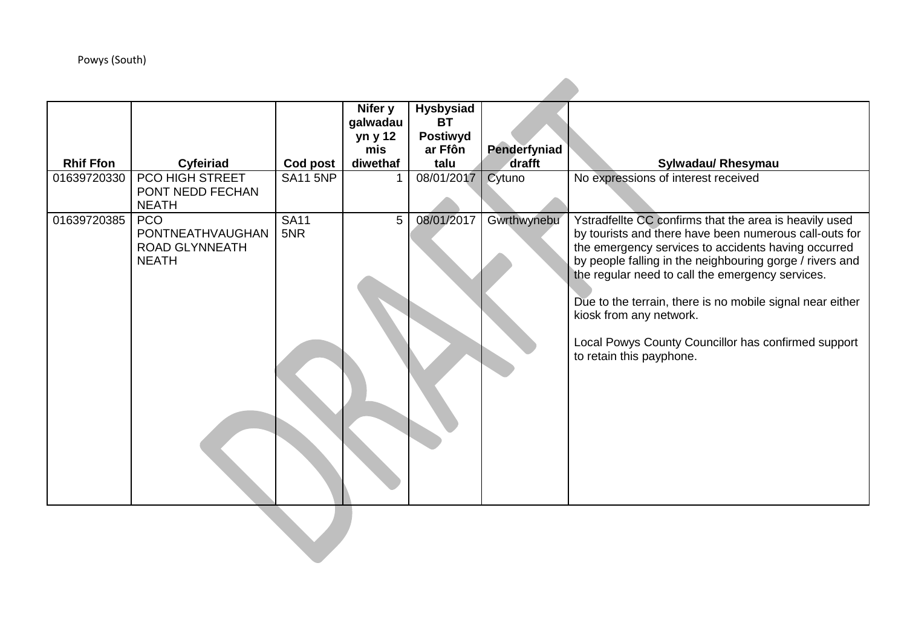Powys (South)

| Rhif Ffon | Cyfeiriad | Cod post | Nifer y galwadau yn y 12 mis diwethaf | Hysbysiad BT Postiwyd ar Ffôn talu | Penderfyniad drafft | Sylwadau/ Rhesymau |
|---|---|---|---|---|---|---|
| 01639720330 | PCO HIGH STREET PONT NEDD FECHAN NEATH | SA11 5NP | 1 | 08/01/2017 | Cytuno | No expressions of interest received |
| 01639720385 | PCO PONTNEATHVAUGHAN ROAD GLYNNEATH NEATH | SA11 5NR | 5 | 08/01/2017 | Gwrthwynebu | Ystradfellte CC confirms that the area is heavily used by tourists and there have been numerous call-outs for the emergency services to accidents having occurred by people falling in the neighbouring gorge / rivers and the regular need to call the emergency services.<br><br>Due to the terrain, there is no mobile signal near either kiosk from any network.<br><br>Local Powys County Councillor has confirmed support to retain this payphone. |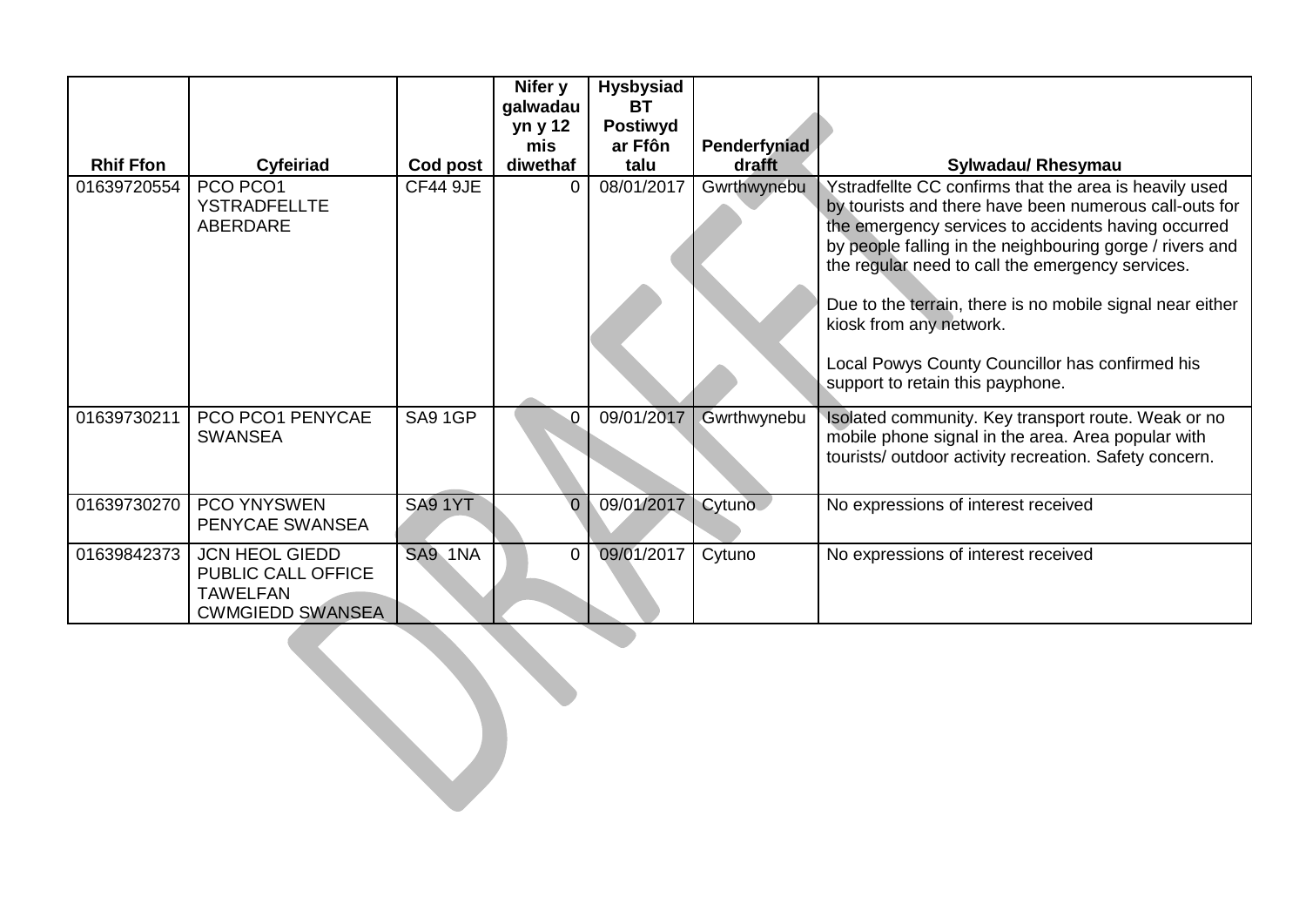| Rhif Ffon | Cyfeiriad | Cod post | Nifer y galwadau yn y 12 mis diwethaf | Hysbysiad BT Postiwyd ar Ffôn talu | Penderfyniad drafft | Sylwadau/ Rhesymau |
|---|---|---|---|---|---|---|
| 01639720554 | PCO PCO1 YSTRADFELLTE ABERDARE | CF44 9JE | 0 | 08/01/2017 | Gwrthwynebu | Ystradfellte CC confirms that the area is heavily used by tourists and there have been numerous call-outs for the emergency services to accidents having occurred by people falling in the neighbouring gorge / rivers and the regular need to call the emergency services.<br><br>Due to the terrain, there is no mobile signal near either kiosk from any network.<br><br>Local Powys County Councillor has confirmed his support to retain this payphone. |
| 01639730211 | PCO PCO1 PENYCAE SWANSEA | SA9 1GP | 0 | 09/01/2017 | Gwrthwynebu | Isolated community. Key transport route. Weak or no mobile phone signal in the area. Area popular with tourists/ outdoor activity recreation. Safety concern. |
| 01639730270 | PCO YNYSWEN PENYCAE SWANSEA | SA9 1YT | 0 | 09/01/2017 | Cytuno | No expressions of interest received |
| 01639842373 | JCN HEOL GIEDD PUBLIC CALL OFFICE TAWELFAN CWMGIEDD SWANSEA | SA9 1NA | 0 | 09/01/2017 | Cytuno | No expressions of interest received |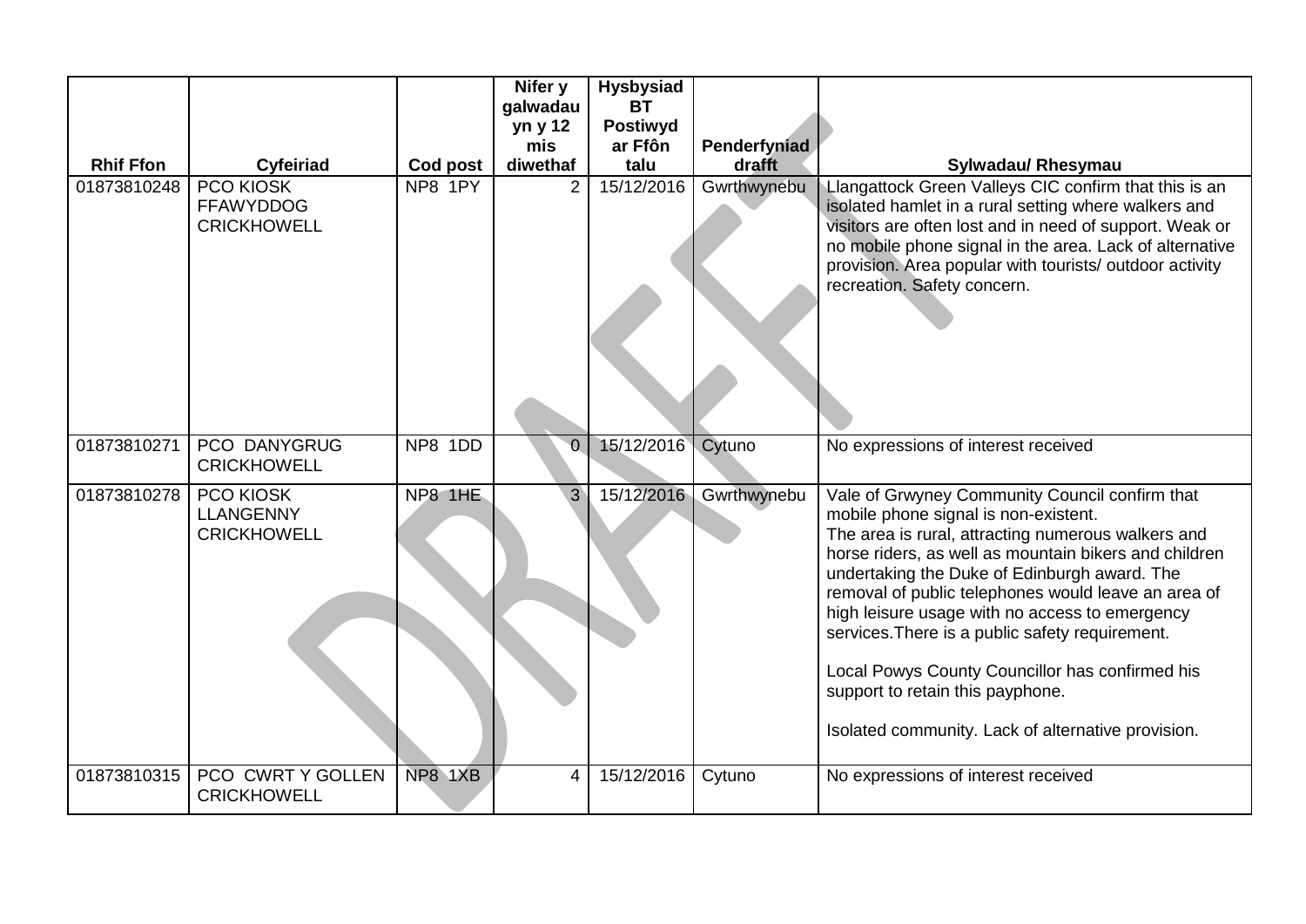| Rhif Ffon | Cyfeiriad | Cod post | Nifer y galwadau yn y 12 mis diwethaf | Hysbysiad BT Postiwyd ar Ffôn talu | Penderfyniad drafft | Sylwadau/ Rhesymau |
|---|---|---|---|---|---|---|
| 01873810248 | PCO KIOSK FFAWYDDOG CRICKHOWELL | NP8 1PY | 2 | 15/12/2016 | Gwrthwynebu | Llangattock Green Valleys CIC confirm that this is an isolated hamlet in a rural setting where walkers and visitors are often lost and in need of support. Weak or no mobile phone signal in the area. Lack of alternative provision. Area popular with tourists/ outdoor activity recreation. Safety concern. |
| 01873810271 | PCO DANYGRUG CRICKHOWELL | NP8 1DD | 0 | 15/12/2016 | Cytuno | No expressions of interest received |
| 01873810278 | PCO KIOSK LLANGENNY CRICKHOWELL | NP8 1HE | 3 | 15/12/2016 | Gwrthwynebu | Vale of Grwyney Community Council confirm that mobile phone signal is non-existent. The area is rural, attracting numerous walkers and horse riders, as well as mountain bikers and children undertaking the Duke of Edinburgh award. The removal of public telephones would leave an area of high leisure usage with no access to emergency services.There is a public safety requirement.<br><br>Local Powys County Councillor has confirmed his support to retain this payphone.<br><br>Isolated community. Lack of alternative provision. |
| 01873810315 | PCO CWRT Y GOLLEN CRICKHOWELL | NP8 1XB | 4 | 15/12/2016 | Cytuno | No expressions of interest received |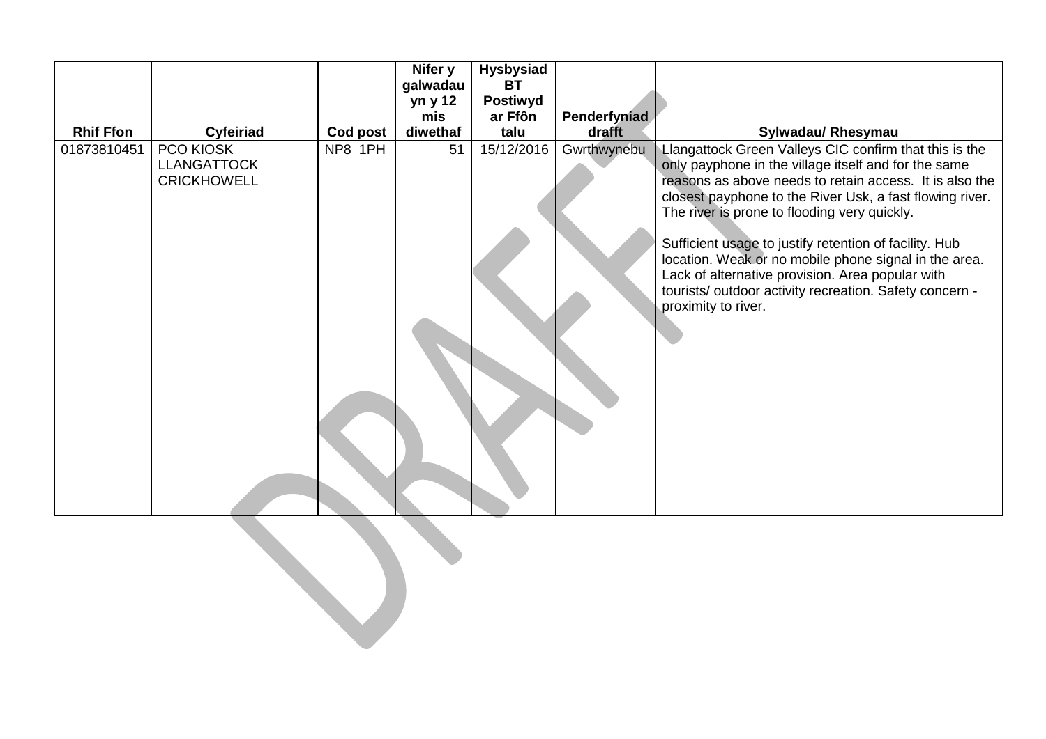| Rhif Ffon | Cyfeiriad | Cod post | Nifer y galwadau yn y 12 mis diwethaf | Hysbysiad BT Postiwyd ar Ffôn talu | Penderfyniad drafft | Sylwadau/ Rhesymau |
|---|---|---|---|---|---|---|
| 01873810451 | PCO KIOSK LLANGATTOCK CRICKHOWELL | NP8 1PH | 51 | 15/12/2016 | Gwrthwynebu | Llangattock Green Valleys CIC confirm that this is the only payphone in the village itself and for the same reasons as above needs to retain access. It is also the closest payphone to the River Usk, a fast flowing river. The river is prone to flooding very quickly.<br><br>Sufficient usage to justify retention of facility. Hub location. Weak or no mobile phone signal in the area. Lack of alternative provision. Area popular with tourists/ outdoor activity recreation. Safety concern - proximity to river. |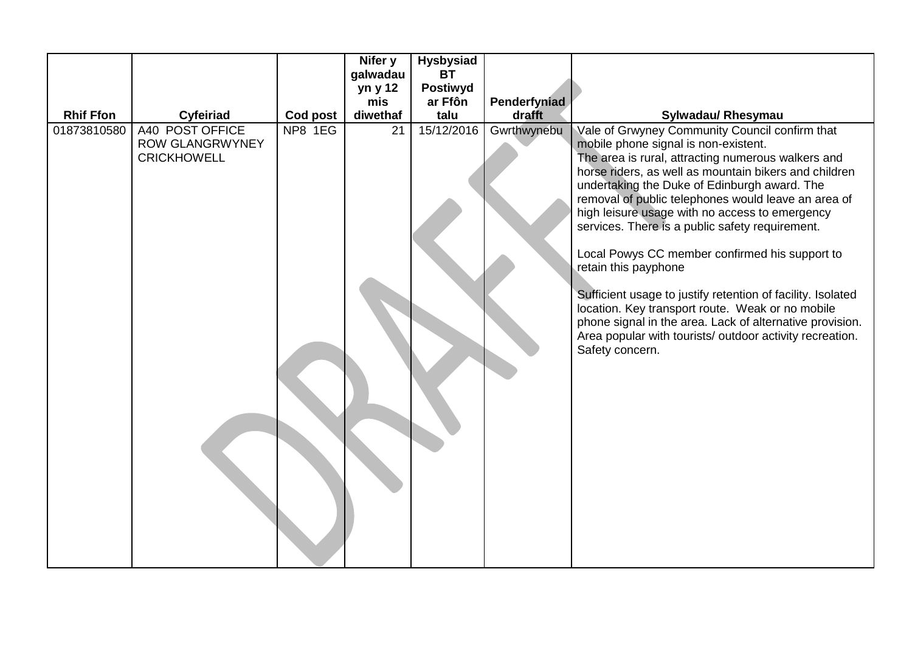| Rhif Ffon | Cyfeiriad | Cod post | Nifer y galwadau yn y 12 mis diwethaf | Hysbysiad BT Postiwyd ar Ffôn talu | Penderfyniad drafft | Sylwadau/ Rhesymau |
|---|---|---|---|---|---|---|
| 01873810580 | A40 POST OFFICE ROW GLANGRWYNEY CRICKHOWELL | NP8 1EG | 21 | 15/12/2016 | Gwrthwynebu | Vale of Grwyney Community Council confirm that mobile phone signal is non-existent.<br>The area is rural, attracting numerous walkers and horse riders, as well as mountain bikers and children undertaking the Duke of Edinburgh award. The removal of public telephones would leave an area of high leisure usage with no access to emergency services. There is a public safety requirement.<br><br>Local Powys CC member confirmed his support to retain this payphone<br><br>Sufficient usage to justify retention of facility. Isolated location. Key transport route. Weak or no mobile phone signal in the area. Lack of alternative provision. Area popular with tourists/ outdoor activity recreation. Safety concern. |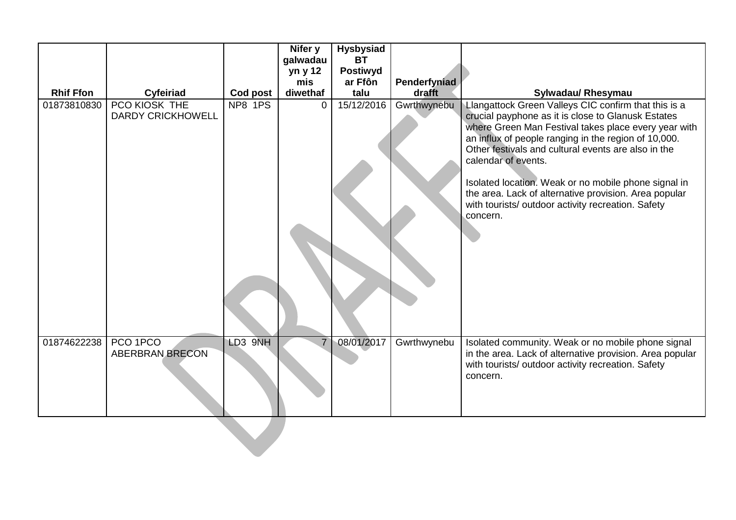| Rhif Ffon | Cyfeiriad | Cod post | Nifer y galwadau yn y 12 mis diwethaf | Hysbysiad BT Postiwyd ar Ffôn talu | Penderfyniad drafft | Sylwadau/ Rhesymau |
|---|---|---|---|---|---|---|
| 01873810830 | PCO KIOSK THE DARDY CRICKHOWELL | NP8 1PS | 0 | 15/12/2016 | Gwrthwynebu | Llangattock Green Valleys CIC confirm that this is a crucial payphone as it is close to Glanusk Estates where Green Man Festival takes place every year with an influx of people ranging in the region of 10,000. Other festivals and cultural events are also in the calendar of events.<br><br>Isolated location. Weak or no mobile phone signal in the area. Lack of alternative provision. Area popular with tourists/ outdoor activity recreation. Safety concern. |
| 01874622238 | PCO 1PCO ABERBRAN BRECON | LD3 9NH | 7 | 08/01/2017 | Gwrthwynebu | Isolated community. Weak or no mobile phone signal in the area. Lack of alternative provision. Area popular with tourists/ outdoor activity recreation. Safety concern. |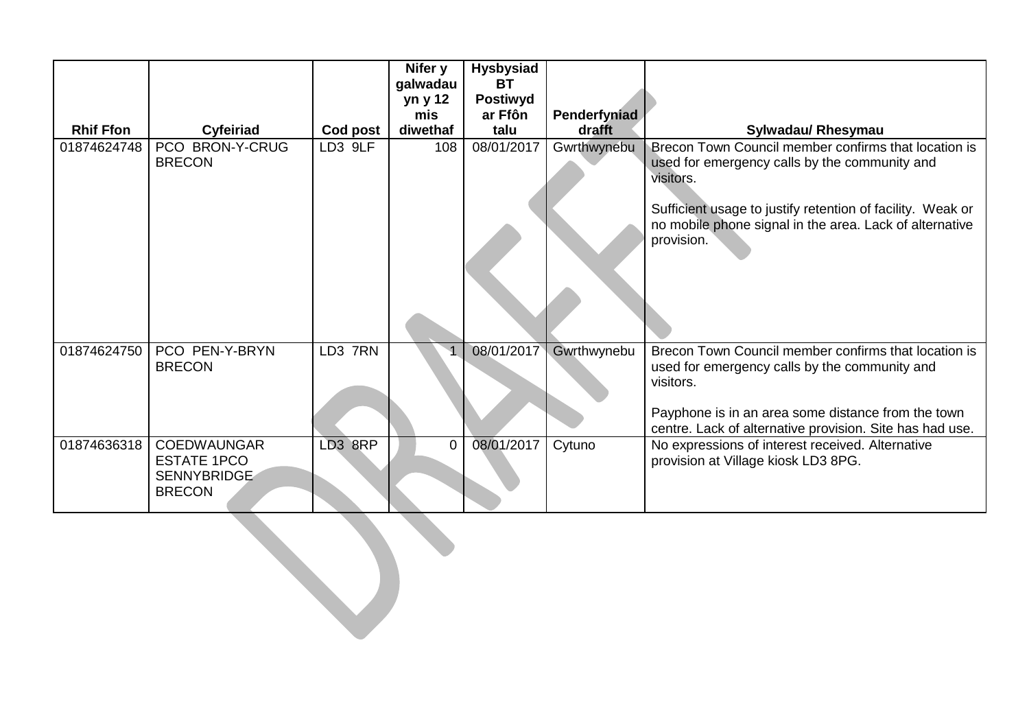| Rhif Ffon | Cyfeiriad | Cod post | Nifer y galwadau yn y 12 mis diwethaf | Hysbysiad BT Postiwyd ar Ffôn talu | Penderfyniad drafft | Sylwadau/ Rhesymau |
|---|---|---|---|---|---|---|
| 01874624748 | PCO BRON-Y-CRUG BRECON | LD3 9LF | 108 | 08/01/2017 | Gwrthwynebu | Brecon Town Council member confirms that location is used for emergency calls by the community and visitors.<br><br>Sufficient usage to justify retention of facility. Weak or no mobile phone signal in the area. Lack of alternative provision. |
| 01874624750 | PCO PEN-Y-BRYN BRECON | LD3 7RN | 1 | 08/01/2017 | Gwrthwynebu | Brecon Town Council member confirms that location is used for emergency calls by the community and visitors.<br><br>Payphone is in an area some distance from the town centre. Lack of alternative provision. Site has had use. |
| 01874636318 | COEDWAUNGAR ESTATE 1PCO SENNYBRIDGE BRECON | LD3 8RP | 0 | 08/01/2017 | Cytuno | No expressions of interest received. Alternative provision at Village kiosk LD3 8PG. |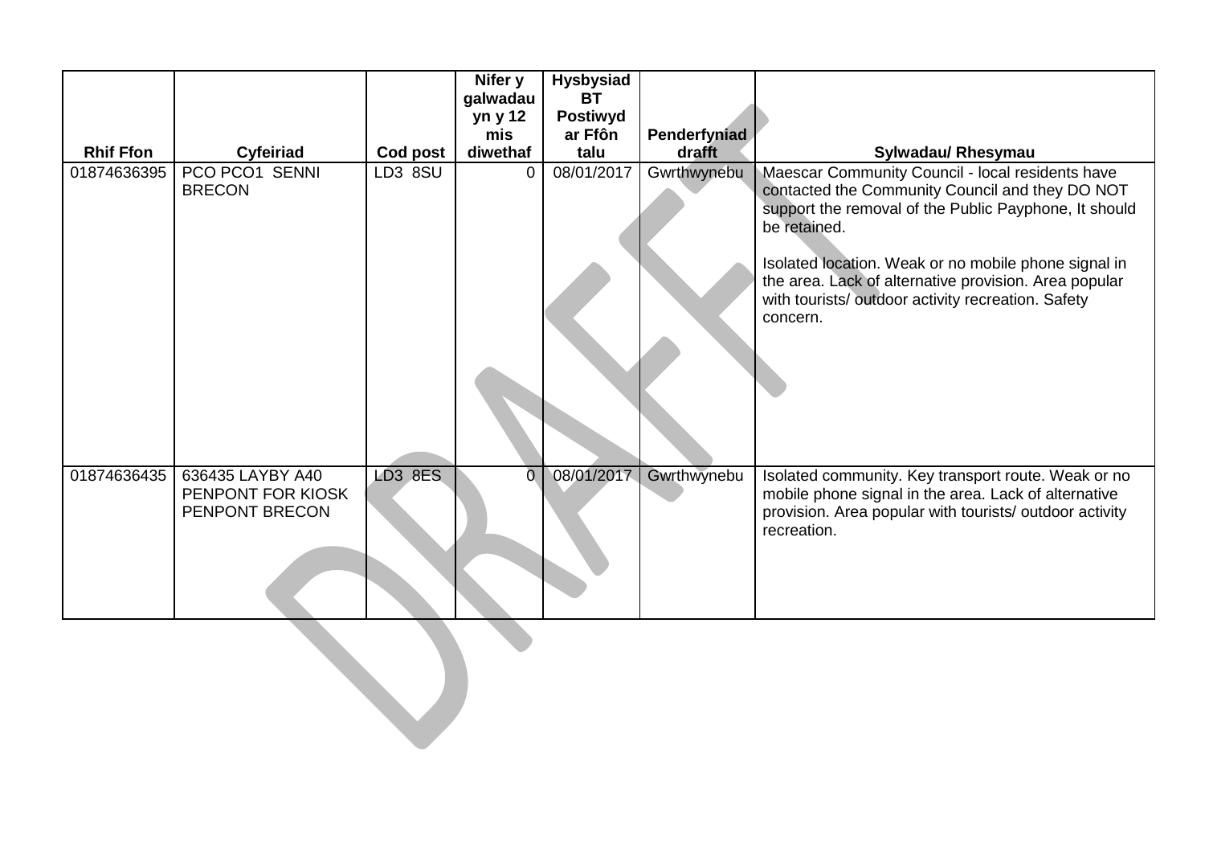| Rhif Ffon | Cyfeiriad | Cod post | Nifer y galwadau yn y 12 mis diwethaf | Hysbysiad BT Postiwyd ar Ffôn talu | Penderfyniad drafft | Sylwadau/ Rhesymau |
|---|---|---|---|---|---|---|
| 01874636395 | PCO PCO1 SENNI BRECON | LD3 8SU | 0 | 08/01/2017 | Gwrthwynebu | Maescar Community Council - local residents have contacted the Community Council and they DO NOT support the removal of the Public Payphone, It should be retained.<br><br>Isolated location. Weak or no mobile phone signal in the area. Lack of alternative provision. Area popular with tourists/ outdoor activity recreation. Safety concern. |
| 01874636435 | 636435 LAYBY A40 PENPONT FOR KIOSK PENPONT BRECON | LD3 8ES | 0 | 08/01/2017 | Gwrthwynebu | Isolated community. Key transport route. Weak or no mobile phone signal in the area. Lack of alternative provision. Area popular with tourists/ outdoor activity recreation. |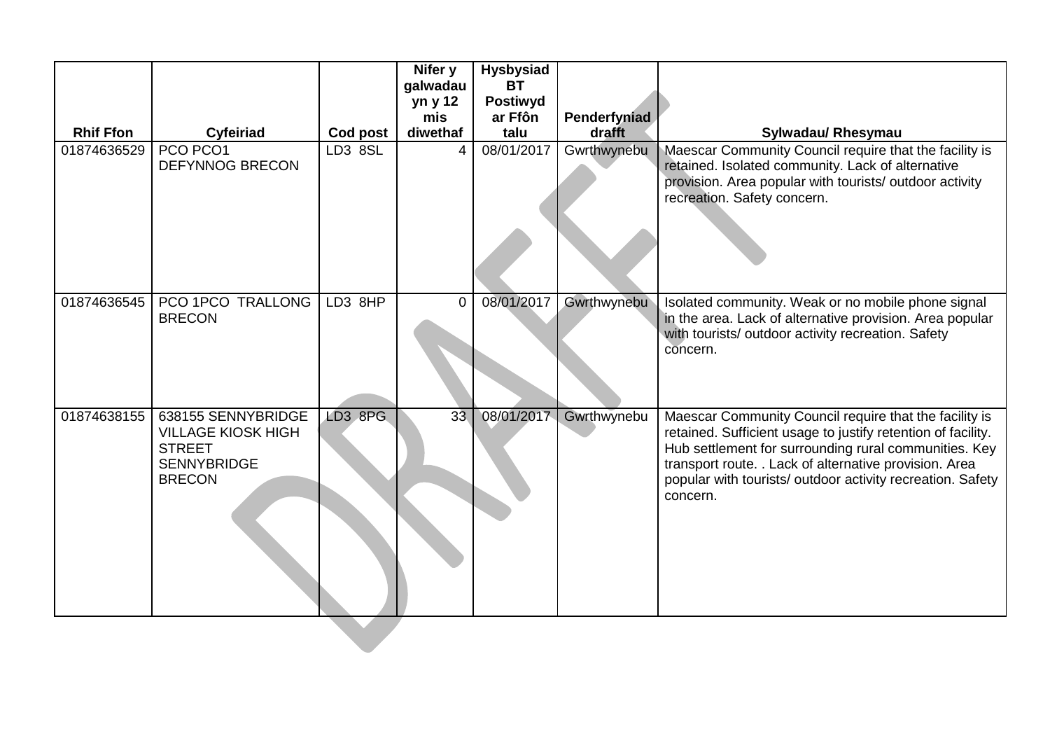| Rhif Ffon | Cyfeiriad | Cod post | Nifer y galwadau yn y 12 mis diwethaf | Hysbysiad BT Postiwyd ar Ffôn talu | Penderfyniad drafft | Sylwadau/ Rhesymau |
|---|---|---|---|---|---|---|
| 01874636529 | PCO PCO1 DEFYNNOG BRECON | LD3 8SL | 4 | 08/01/2017 | Gwrthwynebu | Maescar Community Council require that the facility is retained. Isolated community. Lack of alternative provision. Area popular with tourists/ outdoor activity recreation. Safety concern. |
| 01874636545 | PCO 1PCO TRALLONG BRECON | LD3 8HP | 0 | 08/01/2017 | Gwrthwynebu | Isolated community. Weak or no mobile phone signal in the area. Lack of alternative provision. Area popular with tourists/ outdoor activity recreation. Safety concern. |
| 01874638155 | 638155 SENNYBRIDGE VILLAGE KIOSK HIGH STREET SENNYBRIDGE BRECON | LD3 8PG | 33 | 08/01/2017 | Gwrthwynebu | Maescar Community Council require that the facility is retained. Sufficient usage to justify retention of facility. Hub settlement for surrounding rural communities. Key transport route. . Lack of alternative provision. Area popular with tourists/ outdoor activity recreation. Safety concern. |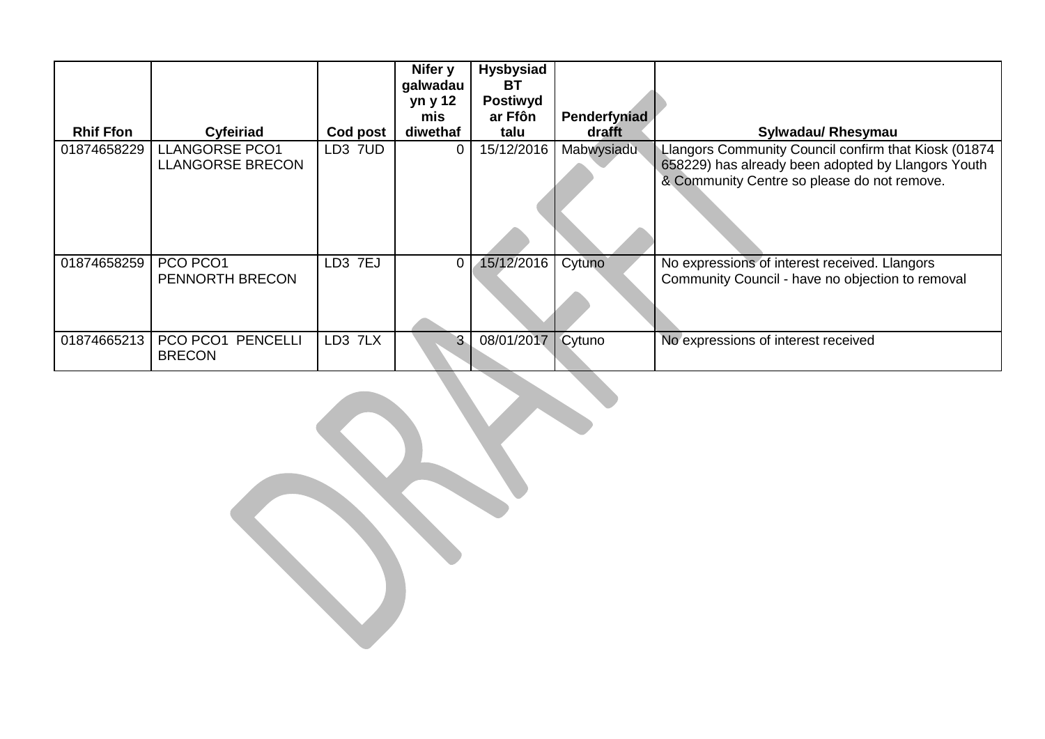| Rhif Ffon | Cyfeiriad | Cod post | Nifer y galwadau yn y 12 mis diwethaf | Hysbysiad BT Postiwyd ar Ffôn talu | Penderfyniad drafft | Sylwadau/ Rhesymau |
|---|---|---|---|---|---|---|
| 01874658229 | LLANGORSE PCO1 LLANGORSE BRECON | LD3 7UD | 0 | 15/12/2016 | Mabwysiadu | Llangors Community Council confirm that Kiosk (01874 658229) has already been adopted by Llangors Youth & Community Centre so please do not remove. |
| 01874658259 | PCO PCO1 PENNORTH BRECON | LD3 7EJ | 0 | 15/12/2016 | Cytuno | No expressions of interest received. Llangors Community Council - have no objection to removal |
| 01874665213 | PCO PCO1 PENCELLI BRECON | LD3 7LX | 3 | 08/01/2017 | Cytuno | No expressions of interest received |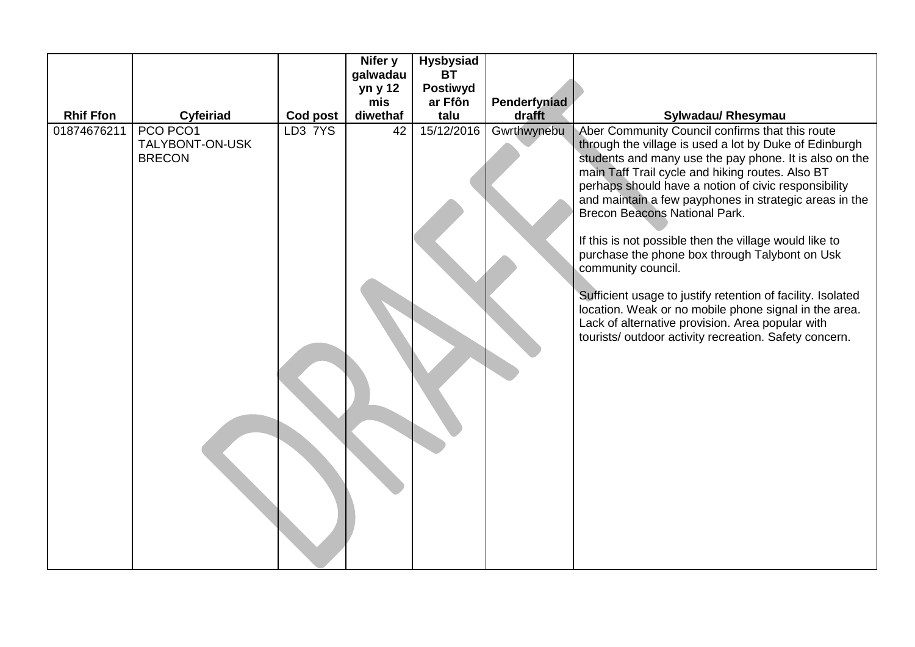| Rhif Ffon | Cyfeiriad | Cod post | Nifer y galwadau yn y 12 mis diwethaf | Hysbysiad BT Postiwyd ar Ffôn talu | Penderfyniad drafft | Sylwadau/ Rhesymau |
|---|---|---|---|---|---|---|
| 01874676211 | PCO PCO1 TALYBONT-ON-USK BRECON | LD3 7YS | 42 | 15/12/2016 | Gwrthwynebu | Aber Community Council confirms that this route through the village is used a lot by Duke of Edinburgh students and many use the pay phone. It is also on the main Taff Trail cycle and hiking routes. Also BT perhaps should have a notion of civic responsibility and maintain a few payphones in strategic areas in the Brecon Beacons National Park.<br><br>If this is not possible then the village would like to purchase the phone box through Talybont on Usk community council.<br><br>Sufficient usage to justify retention of facility. Isolated location. Weak or no mobile phone signal in the area. Lack of alternative provision. Area popular with tourists/ outdoor activity recreation. Safety concern. |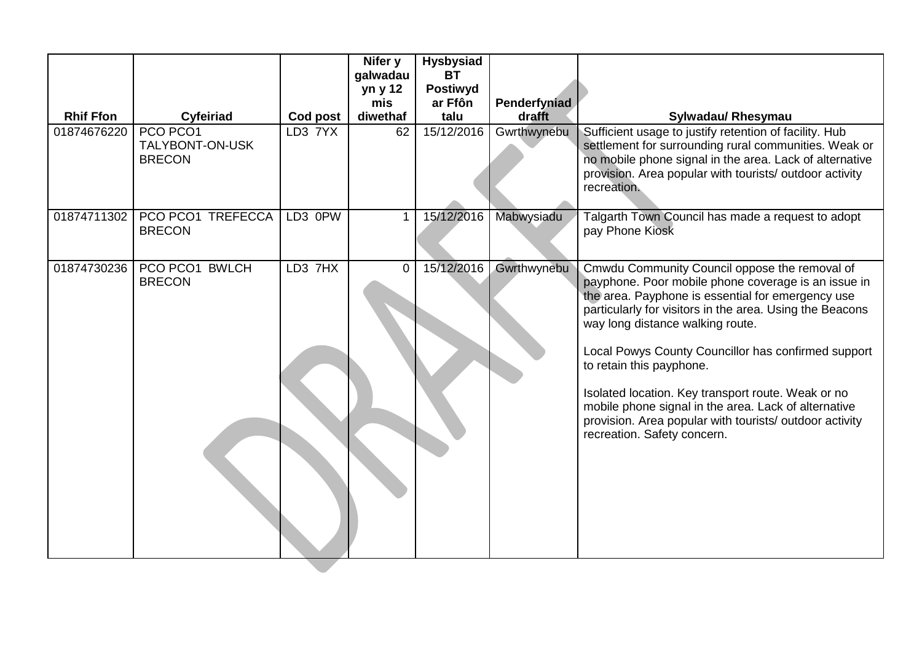| Rhif Ffon | Cyfeiriad | Cod post | Nifer y galwadau yn y 12 mis diwethaf | Hysbysiad BT Postiwyd ar Ffôn talu | Penderfyniad drafft | Sylwadau/ Rhesymau |
|---|---|---|---|---|---|---|
| 01874676220 | PCO PCO1 TALYBONT-ON-USK BRECON | LD3 7YX | 62 | 15/12/2016 | Gwrthwynebu | Sufficient usage to justify retention of facility. Hub settlement for surrounding rural communities. Weak or no mobile phone signal in the area. Lack of alternative provision. Area popular with tourists/ outdoor activity recreation. |
| 01874711302 | PCO PCO1 TREFECCA BRECON | LD3 0PW | 1 | 15/12/2016 | Mabwysiadu | Talgarth Town Council has made a request to adopt pay Phone Kiosk |
| 01874730236 | PCO PCO1 BWLCH BRECON | LD3 7HX | 0 | 15/12/2016 | Gwrthwynebu | Cmwdu Community Council oppose the removal of payphone. Poor mobile phone coverage is an issue in the area. Payphone is essential for emergency use particularly for visitors in the area. Using the Beacons way long distance walking route.<br><br>Local Powys County Councillor has confirmed support to retain this payphone.<br><br>Isolated location. Key transport route. Weak or no mobile phone signal in the area. Lack of alternative provision. Area popular with tourists/ outdoor activity recreation. Safety concern. |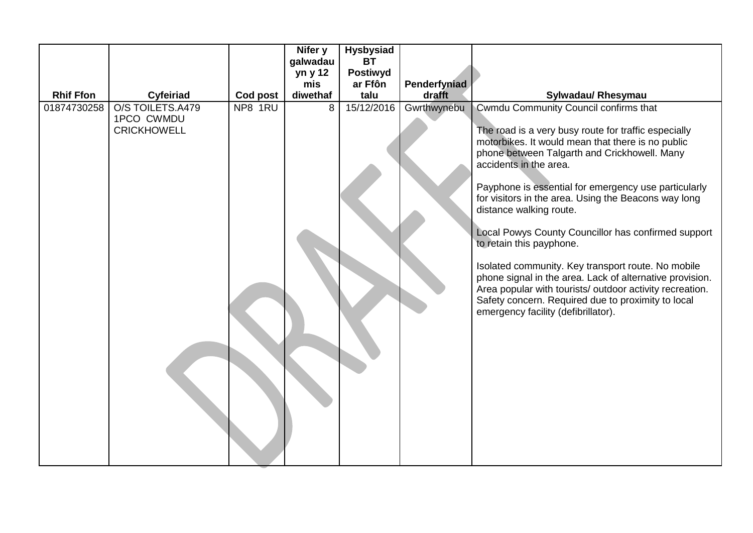| Rhif Ffon | Cyfeiriad | Cod post | Nifer y galwadau yn y 12 mis diwethaf | Hysbysiad BT Postiwyd ar Ffôn talu | Penderfyniad drafft | Sylwadau/ Rhesymau |
|---|---|---|---|---|---|---|
| 01874730258 | O/S TOILETS.A479 1PCO CWMDU CRICKHOWELL | NP8 1RU | 8 | 15/12/2016 | Gwrthwynebu | Cwmdu Community Council confirms that<br><br>The road is a very busy route for traffic especially motorbikes. It would mean that there is no public phone between Talgarth and Crickhowell. Many accidents in the area.<br><br>Payphone is essential for emergency use particularly for visitors in the area. Using the Beacons way long distance walking route.<br><br>Local Powys County Councillor has confirmed support to retain this payphone.<br><br>Isolated community. Key transport route. No mobile phone signal in the area. Lack of alternative provision. Area popular with tourists/ outdoor activity recreation. Safety concern. Required due to proximity to local emergency facility (defibrillator). |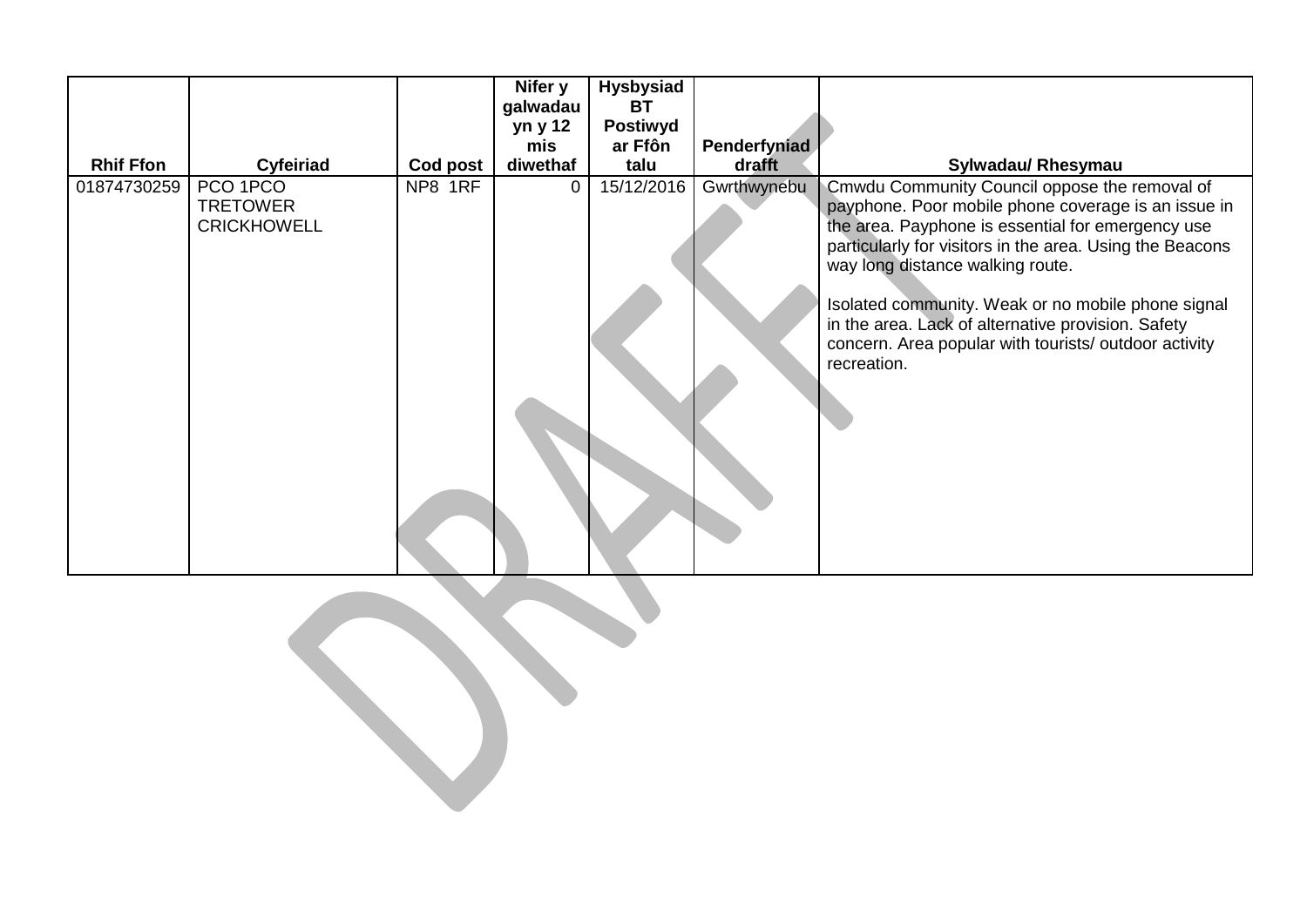| Rhif Ffon | Cyfeiriad | Cod post | Nifer y galwadau yn y 12 mis diwethaf | Hysbysiad BT Postiwyd ar Ffôn talu | Penderfyniad drafft | Sylwadau/ Rhesymau |
|---|---|---|---|---|---|---|
| 01874730259 | PCO 1PCO TRETOWER CRICKHOWELL | NP8 1RF | 0 | 15/12/2016 | Gwrthwynebu | Cmwdu Community Council oppose the removal of payphone. Poor mobile phone coverage is an issue in the area. Payphone is essential for emergency use particularly for visitors in the area. Using the Beacons way long distance walking route.<br><br>Isolated community. Weak or no mobile phone signal in the area. Lack of alternative provision. Safety concern. Area popular with tourists/ outdoor activity recreation. |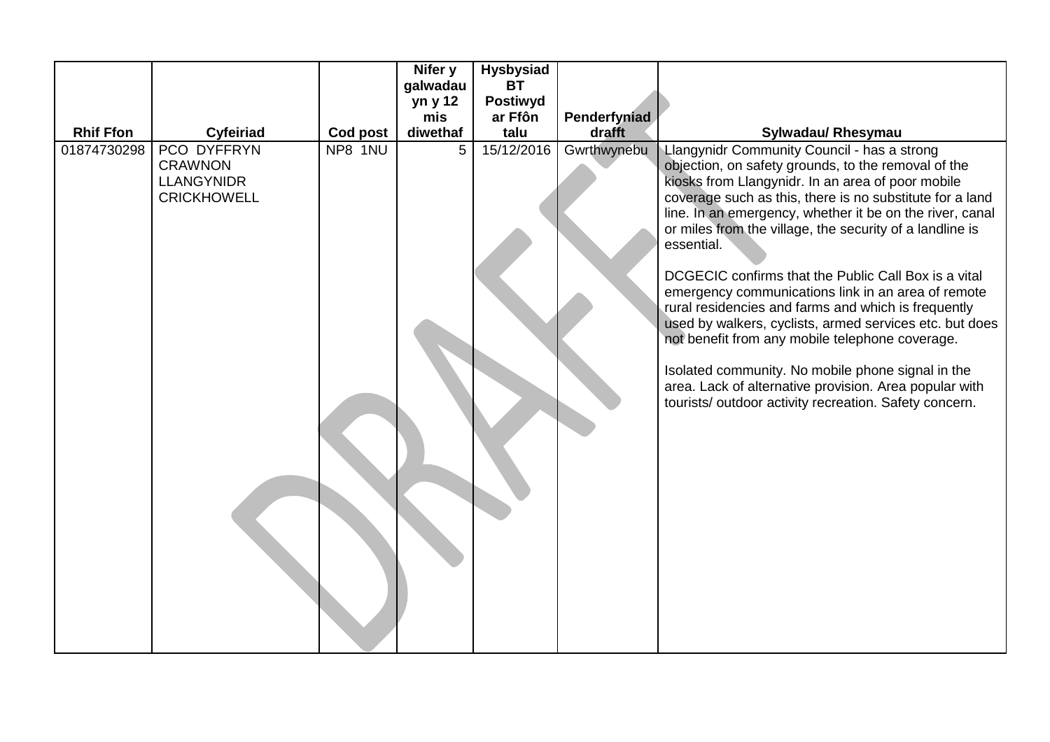| Rhif Ffon | Cyfeiriad | Cod post | Nifer y galwadau yn y 12 mis diwethaf | Hysbysiad BT Postiwyd ar Ffôn talu | Penderfyniad drafft | Sylwadau/ Rhesymau |
|---|---|---|---|---|---|---|
| 01874730298 | PCO DYFFRYN CRAWNON LLANGYNIDR CRICKHOWELL | NP8 1NU | 5 | 15/12/2016 | Gwrthwynebu | Llangynidr Community Council - has a strong objection, on safety grounds, to the removal of the kiosks from Llangynidr. In an area of poor mobile coverage such as this, there is no substitute for a land line. In an emergency, whether it be on the river, canal or miles from the village, the security of a landline is essential.<br><br>DCGECIC confirms that the Public Call Box is a vital emergency communications link in an area of remote rural residencies and farms and which is frequently used by walkers, cyclists, armed services etc. but does not benefit from any mobile telephone coverage.<br><br>Isolated community. No mobile phone signal in the area. Lack of alternative provision. Area popular with tourists/ outdoor activity recreation. Safety concern. |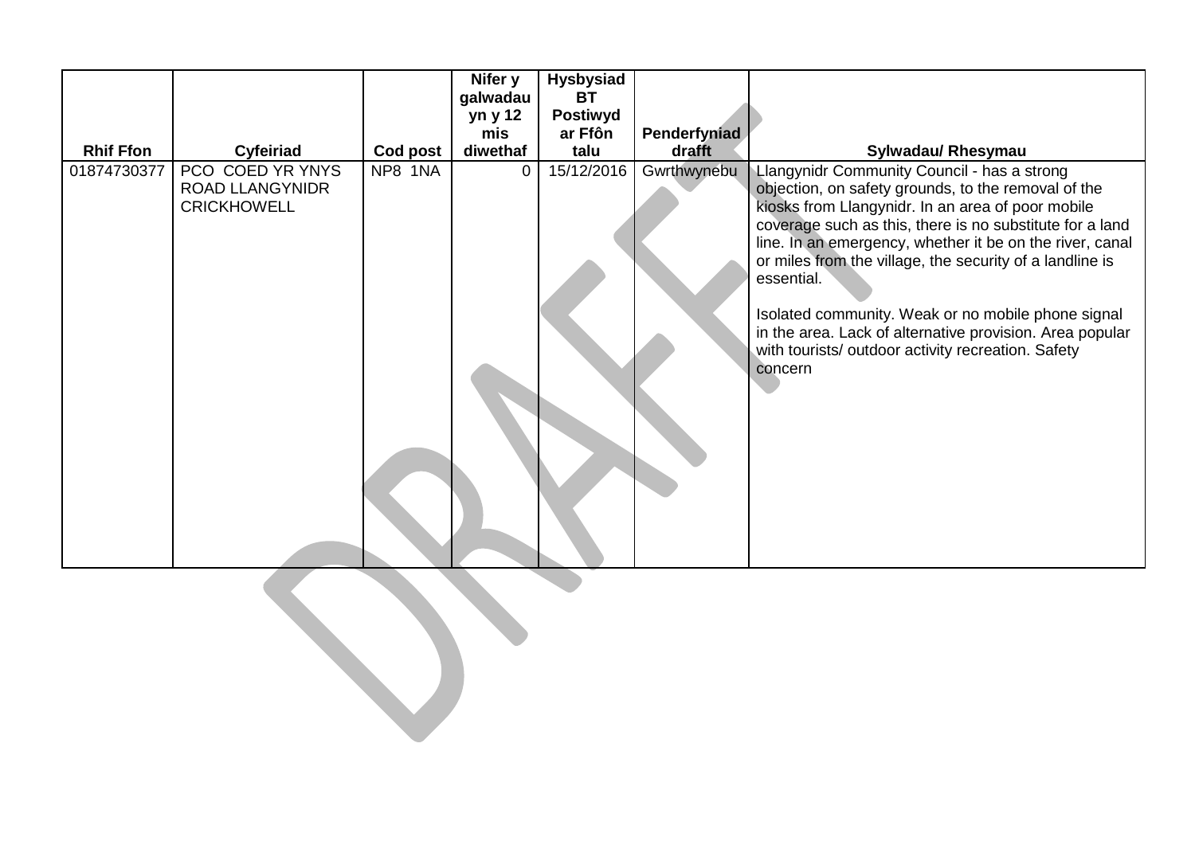| Rhif Ffon | Cyfeiriad | Cod post | Nifer y galwadau yn y 12 mis diwethaf | Hysbysiad BT Postiwyd ar Ffôn talu | Penderfyniad drafft | Sylwadau/ Rhesymau |
|---|---|---|---|---|---|---|
| 01874730377 | PCO COED YR YNYS ROAD LLANGYNIDR CRICKHOWELL | NP8 1NA | 0 | 15/12/2016 | Gwrthwynebu | Llangynidr Community Council - has a strong objection, on safety grounds, to the removal of the kiosks from Llangynidr. In an area of poor mobile coverage such as this, there is no substitute for a land line. In an emergency, whether it be on the river, canal or miles from the village, the security of a landline is essential.<br><br>Isolated community. Weak or no mobile phone signal in the area. Lack of alternative provision. Area popular with tourists/ outdoor activity recreation. Safety concern |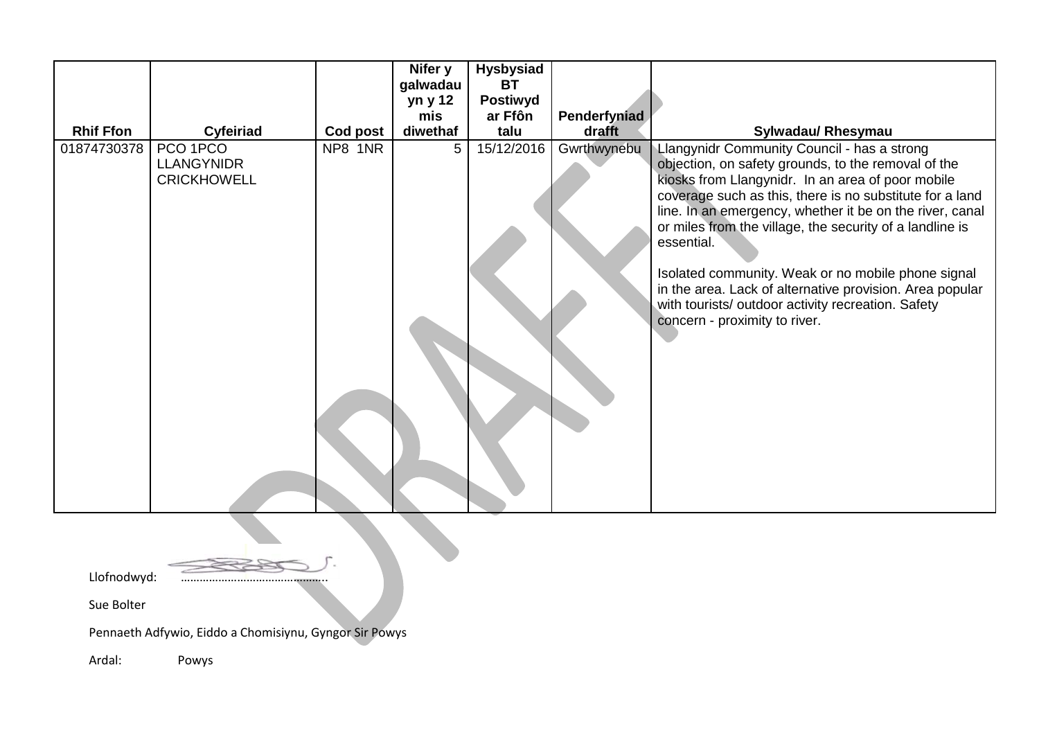| Rhif Ffon | Cyfeiriad | Cod post | Nifer y galwadau yn y 12 mis diwethaf | Hysbysiad BT Postiwyd ar Ffôn talu | Penderfyniad drafft | Sylwadau/ Rhesymau |
|---|---|---|---|---|---|---|
| 01874730378 | PCO 1PCO LLANGYNIDR CRICKHOWELL | NP8 1NR | 5 | 15/12/2016 | Gwrthwynebu | Llangynidr Community Council - has a strong objection, on safety grounds, to the removal of the kiosks from Llangynidr. In an area of poor mobile coverage such as this, there is no substitute for a land line. In an emergency, whether it be on the river, canal or miles from the village, the security of a landline is essential.<br><br>Isolated community. Weak or no mobile phone signal in the area. Lack of alternative provision. Area popular with tourists/ outdoor activity recreation. Safety concern - proximity to river. |

DRAFT

Llofnodwyd: ..........................................

Sue Bolter

Pennaeth Adfywio, Eiddo a Chomisiynu, Gyngor Sir Powys

Ardal: Powys